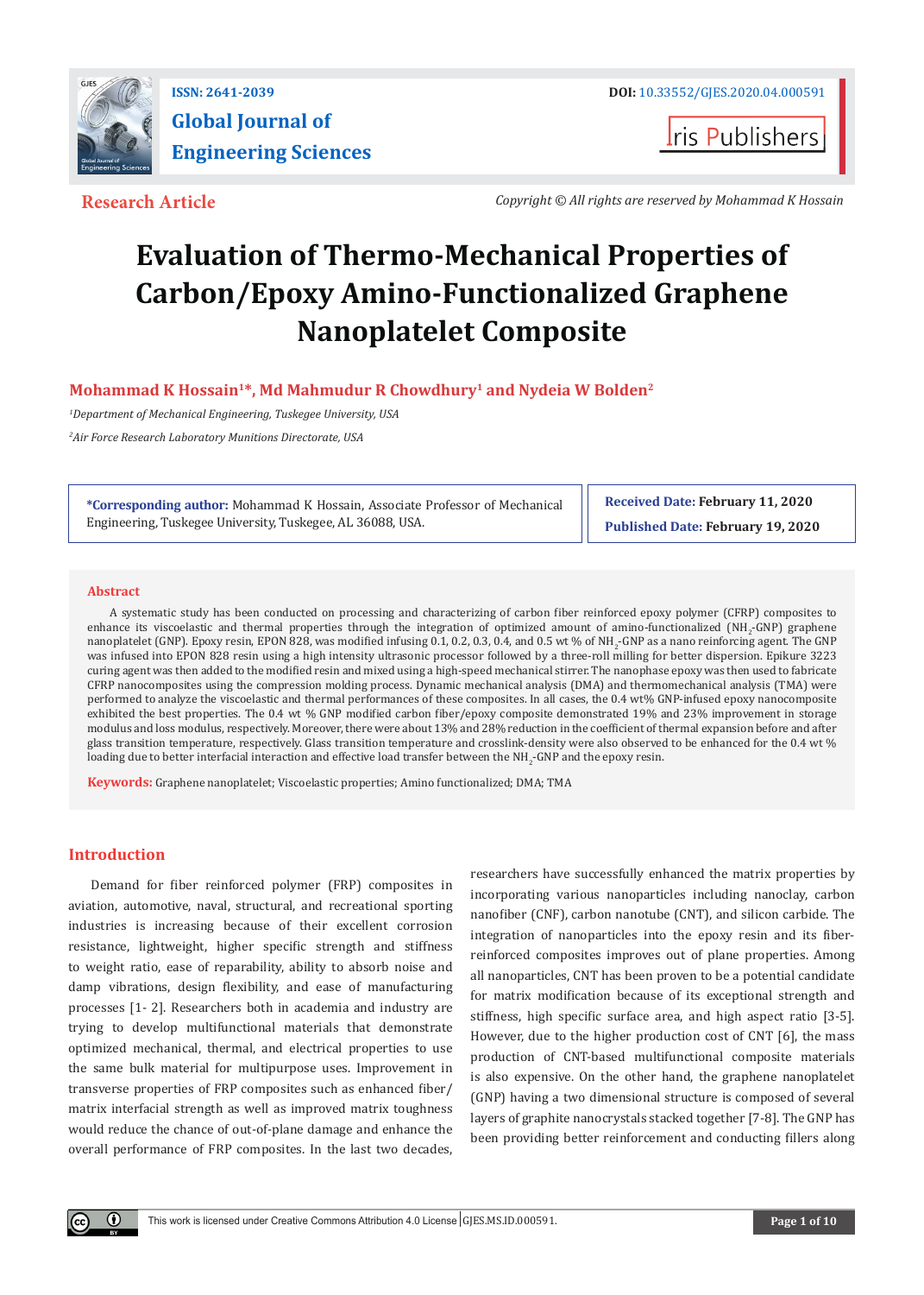ISSN: 2641-2039

DOI: 10.33552/GJES.2020.04.000591

**Global Journal of Engineering Sciences**

Iris Publishers

**Research Article**

*Copyright © All rights are reserved by Mohammad K Hossain*

# Evaluation of Thermo-Mechanical Properties of Carbon/Epoxy Amino-Functionalized Graphene Nanoplatelet Composite

**Mohammad K Hossain[1]*, Md Mahmudur R Chowdhury[1] and Nydeia W Bolden[2]**

[1]*Department of Mechanical Engineering, Tuskegee University, USA*

[2]*Air Force Research Laboratory Munitions Directorate, USA*

**\*Corresponding author:** Mohammad K Hossain, Associate Professor of Mechanical Engineering, Tuskegee University, Tuskegee, AL 36088, USA.

**Received Date:** **February 11, 2020**

**Published Date:** **February 19, 2020**

## Abstract

A systematic study has been conducted on processing and characterizing of carbon fiber reinforced epoxy polymer (CFRP) composites to enhance its viscoelastic and thermal properties through the integration of optimized amount of amino-functionalized ($NH_2$-GNP) graphene nanoplatelet (GNP). Epoxy resin, EPON 828, was modified infusing 0.1, 0.2, 0.3, 0.4, and 0.5 wt % of $NH_2$-GNP as a nano reinforcing agent. The GNP was infused into EPON 828 resin using a high intensity ultrasonic processor followed by a three-roll milling for better dispersion. Epikure 3223 curing agent was then added to the modified resin and mixed using a high-speed mechanical stirrer. The nanophase epoxy was then used to fabricate CFRP nanocomposites using the compression molding process. Dynamic mechanical analysis (DMA) and thermomechanical analysis (TMA) were performed to analyze the viscoelastic and thermal performances of these composites. In all cases, the 0.4 wt% GNP-infused epoxy nanocomposite exhibited the best properties. The 0.4 wt % GNP modified carbon fiber/epoxy composite demonstrated 19% and 23% improvement in storage modulus and loss modulus, respectively. Moreover, there were about 13% and 28% reduction in the coefficient of thermal expansion before and after glass transition temperature, respectively. Glass transition temperature and crosslink-density were also observed to be enhanced for the 0.4 wt % loading due to better interfacial interaction and effective load transfer between the $NH_2$-GNP and the epoxy resin.

**Keywords:** Graphene nanoplatelet; Viscoelastic properties; Amino functionalized; DMA; TMA

## Introduction

Demand for fiber reinforced polymer (FRP) composites in aviation, automotive, naval, structural, and recreational sporting industries is increasing because of their excellent corrosion resistance, lightweight, higher specific strength and stiffness to weight ratio, ease of reparability, ability to absorb noise and damp vibrations, design flexibility, and ease of manufacturing processes [1- 2]. Researchers both in academia and industry are trying to develop multifunctional materials that demonstrate optimized mechanical, thermal, and electrical properties to use the same bulk material for multipurpose uses. Improvement in transverse properties of FRP composites such as enhanced fiber/matrix interfacial strength as well as improved matrix toughness would reduce the chance of out-of-plane damage and enhance the overall performance of FRP composites. In the last two decades, researchers have successfully enhanced the matrix properties by incorporating various nanoparticles including nanoclay, carbon nanofiber (CNF), carbon nanotube (CNT), and silicon carbide. The integration of nanoparticles into the epoxy resin and its fiber-reinforced composites improves out of plane properties. Among all nanoparticles, CNT has been proven to be a potential candidate for matrix modification because of its exceptional strength and stiffness, high specific surface area, and high aspect ratio [3-5]. However, due to the higher production cost of CNT [6], the mass production of CNT-based multifunctional composite materials is also expensive. On the other hand, the graphene nanoplatelet (GNP) having a two dimensional structure is composed of several layers of graphite nanocrystals stacked together [7-8]. The GNP has been providing better reinforcement and conducting fillers along

This work is licensed under Creative Commons Attribution 4.0 License | GJES.MS.ID.000591.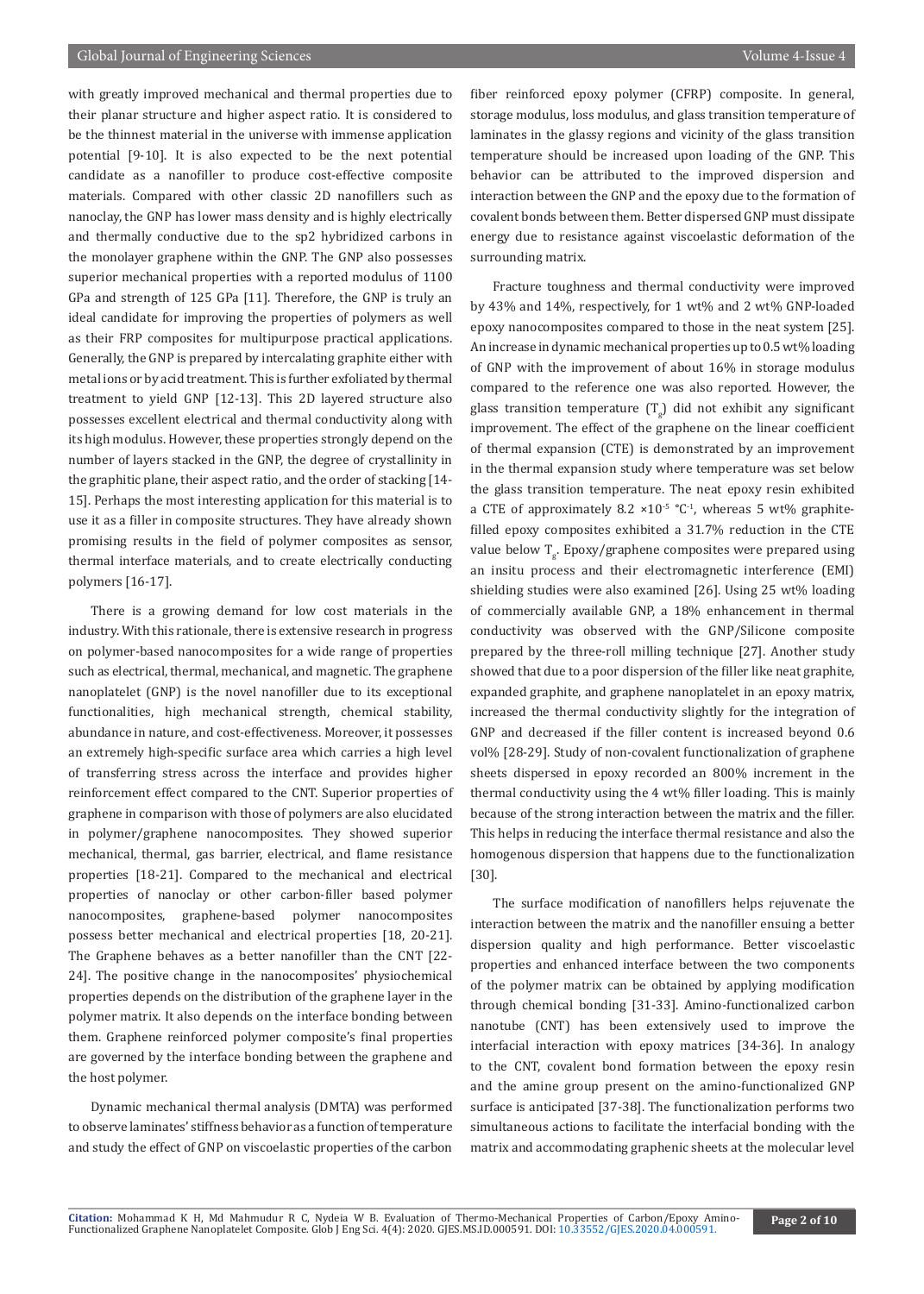with greatly improved mechanical and thermal properties due to their planar structure and higher aspect ratio. It is considered to be the thinnest material in the universe with immense application potential [9-10]. It is also expected to be the next potential candidate as a nanofiller to produce cost-effective composite materials. Compared with other classic 2D nanofillers such as nanoclay, the GNP has lower mass density and is highly electrically and thermally conductive due to the sp2 hybridized carbons in the monolayer graphene within the GNP. The GNP also possesses superior mechanical properties with a reported modulus of 1100 GPa and strength of 125 GPa [11]. Therefore, the GNP is truly an ideal candidate for improving the properties of polymers as well as their FRP composites for multipurpose practical applications. Generally, the GNP is prepared by intercalating graphite either with metal ions or by acid treatment. This is further exfoliated by thermal treatment to yield GNP [12-13]. This 2D layered structure also possesses excellent electrical and thermal conductivity along with its high modulus. However, these properties strongly depend on the number of layers stacked in the GNP, the degree of crystallinity in the graphitic plane, their aspect ratio, and the order of stacking [14-15]. Perhaps the most interesting application for this material is to use it as a filler in composite structures. They have already shown promising results in the field of polymer composites as sensor, thermal interface materials, and to create electrically conducting polymers [16-17].

There is a growing demand for low cost materials in the industry. With this rationale, there is extensive research in progress on polymer-based nanocomposites for a wide range of properties such as electrical, thermal, mechanical, and magnetic. The graphene nanoplatelet (GNP) is the novel nanofiller due to its exceptional functionalities, high mechanical strength, chemical stability, abundance in nature, and cost-effectiveness. Moreover, it possesses an extremely high-specific surface area which carries a high level of transferring stress across the interface and provides higher reinforcement effect compared to the CNT. Superior properties of graphene in comparison with those of polymers are also elucidated in polymer/graphene nanocomposites. They showed superior mechanical, thermal, gas barrier, electrical, and flame resistance properties [18-21]. Compared to the mechanical and electrical properties of nanoclay or other carbon-filler based polymer nanocomposites, graphene-based polymer nanocomposites possess better mechanical and electrical properties [18, 20-21]. The Graphene behaves as a better nanofiller than the CNT [22-24]. The positive change in the nanocomposites' physiochemical properties depends on the distribution of the graphene layer in the polymer matrix. It also depends on the interface bonding between them. Graphene reinforced polymer composite's final properties are governed by the interface bonding between the graphene and the host polymer.

Dynamic mechanical thermal analysis (DMTA) was performed to observe laminates' stiffness behavior as a function of temperature and study the effect of GNP on viscoelastic properties of the carbon fiber reinforced epoxy polymer (CFRP) composite. In general, storage modulus, loss modulus, and glass transition temperature of laminates in the glassy regions and vicinity of the glass transition temperature should be increased upon loading of the GNP. This behavior can be attributed to the improved dispersion and interaction between the GNP and the epoxy due to the formation of covalent bonds between them. Better dispersed GNP must dissipate energy due to resistance against viscoelastic deformation of the surrounding matrix.

Fracture toughness and thermal conductivity were improved by 43% and 14%, respectively, for 1 wt% and 2 wt% GNP-loaded epoxy nanocomposites compared to those in the neat system [25]. An increase in dynamic mechanical properties up to 0.5 wt% loading of GNP with the improvement of about 16% in storage modulus compared to the reference one was also reported. However, the glass transition temperature ($T_g$) did not exhibit any significant improvement. The effect of the graphene on the linear coefficient of thermal expansion (CTE) is demonstrated by an improvement in the thermal expansion study where temperature was set below the glass transition temperature. The neat epoxy resin exhibited a CTE of approximately $8.2 \times 10^{-5}$ °C$^{-1}$, whereas 5 wt% graphite-filled epoxy composites exhibited a 31.7% reduction in the CTE value below $T_g$. Epoxy/graphene composites were prepared using an insitu process and their electromagnetic interference (EMI) shielding studies were also examined [26]. Using 25 wt% loading of commercially available GNP, a 18% enhancement in thermal conductivity was observed with the GNP/Silicone composite prepared by the three-roll milling technique [27]. Another study showed that due to a poor dispersion of the filler like neat graphite, expanded graphite, and graphene nanoplatelet in an epoxy matrix, increased the thermal conductivity slightly for the integration of GNP and decreased if the filler content is increased beyond 0.6 vol% [28-29]. Study of non-covalent functionalization of graphene sheets dispersed in epoxy recorded an 800% increment in the thermal conductivity using the 4 wt% filler loading. This is mainly because of the strong interaction between the matrix and the filler. This helps in reducing the interface thermal resistance and also the homogenous dispersion that happens due to the functionalization [30].

The surface modification of nanofillers helps rejuvenate the interaction between the matrix and the nanofiller ensuing a better dispersion quality and high performance. Better viscoelastic properties and enhanced interface between the two components of the polymer matrix can be obtained by applying modification through chemical bonding [31-33]. Amino-functionalized carbon nanotube (CNT) has been extensively used to improve the interfacial interaction with epoxy matrices [34-36]. In analogy to the CNT, covalent bond formation between the epoxy resin and the amine group present on the amino-functionalized GNP surface is anticipated [37-38]. The functionalization performs two simultaneous actions to facilitate the interfacial bonding with the matrix and accommodating graphenic sheets at the molecular level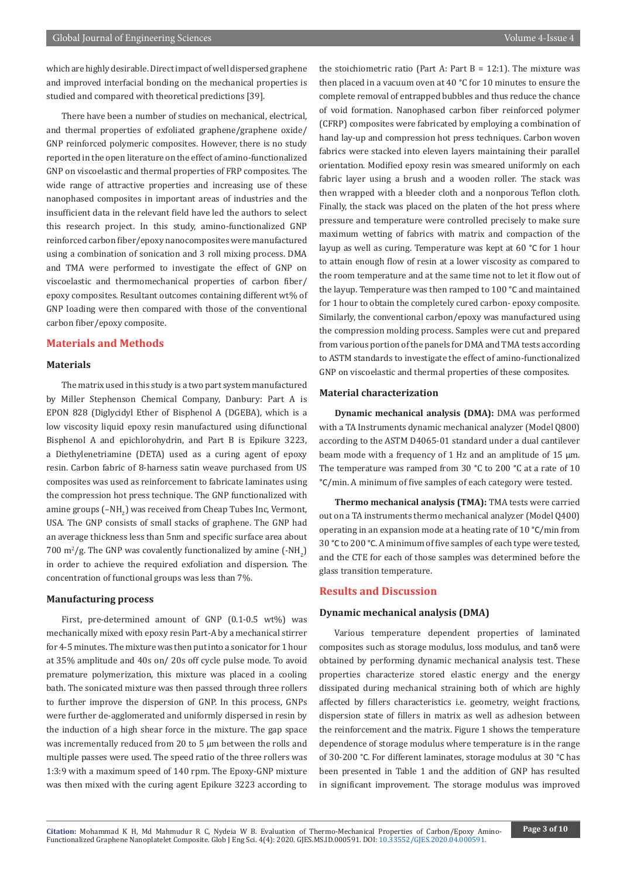which are highly desirable. Direct impact of well dispersed graphene and improved interfacial bonding on the mechanical properties is studied and compared with theoretical predictions [39].

There have been a number of studies on mechanical, electrical, and thermal properties of exfoliated graphene/graphene oxide/GNP reinforced polymeric composites. However, there is no study reported in the open literature on the effect of amino-functionalized GNP on viscoelastic and thermal properties of FRP composites. The wide range of attractive properties and increasing use of these nanophased composites in important areas of industries and the insufficient data in the relevant field have led the authors to select this research project. In this study, amino-functionalized GNP reinforced carbon fiber/epoxy nanocomposites were manufactured using a combination of sonication and 3 roll mixing process. DMA and TMA were performed to investigate the effect of GNP on viscoelastic and thermomechanical properties of carbon fiber/epoxy composites. Resultant outcomes containing different wt% of GNP loading were then compared with those of the conventional carbon fiber/epoxy composite.

## Materials and Methods

### Materials

The matrix used in this study is a two part system manufactured by Miller Stephenson Chemical Company, Danbury: Part A is EPON 828 (Diglycidyl Ether of Bisphenol A (DGEBA), which is a low viscosity liquid epoxy resin manufactured using difunctional Bisphenol A and epichlorohydrin, and Part B is Epikure 3223, a Diethylenetriamine (DETA) used as a curing agent of epoxy resin. Carbon fabric of 8-harness satin weave purchased from US composites was used as reinforcement to fabricate laminates using the compression hot press technique. The GNP functionalized with amine groups (–$NH_2$) was received from Cheap Tubes Inc, Vermont, USA. The GNP consists of small stacks of graphene. The GNP had an average thickness less than 5nm and specific surface area about 700 $m^2/g$. The GNP was covalently functionalized by amine (-$NH_2$) in order to achieve the required exfoliation and dispersion. The concentration of functional groups was less than 7%.

### Manufacturing process

First, pre-determined amount of GNP (0.1-0.5 wt%) was mechanically mixed with epoxy resin Part-A by a mechanical stirrer for 4-5 minutes. The mixture was then put into a sonicator for 1 hour at 35% amplitude and 40s on/ 20s off cycle pulse mode. To avoid premature polymerization, this mixture was placed in a cooling bath. The sonicated mixture was then passed through three rollers to further improve the dispersion of GNP. In this process, GNPs were further de-agglomerated and uniformly dispersed in resin by the induction of a high shear force in the mixture. The gap space was incrementally reduced from 20 to 5 µm between the rolls and multiple passes were used. The speed ratio of the three rollers was 1:3:9 with a maximum speed of 140 rpm. The Epoxy-GNP mixture was then mixed with the curing agent Epikure 3223 according to the stoichiometric ratio (Part A: Part B = 12:1). The mixture was then placed in a vacuum oven at 40 °C for 10 minutes to ensure the complete removal of entrapped bubbles and thus reduce the chance of void formation. Nanophased carbon fiber reinforced polymer (CFRP) composites were fabricated by employing a combination of hand lay-up and compression hot press techniques. Carbon woven fabrics were stacked into eleven layers maintaining their parallel orientation. Modified epoxy resin was smeared uniformly on each fabric layer using a brush and a wooden roller. The stack was then wrapped with a bleeder cloth and a nonporous Teflon cloth. Finally, the stack was placed on the platen of the hot press where pressure and temperature were controlled precisely to make sure maximum wetting of fabrics with matrix and compaction of the layup as well as curing. Temperature was kept at 60 °C for 1 hour to attain enough flow of resin at a lower viscosity as compared to the room temperature and at the same time not to let it flow out of the layup. Temperature was then ramped to 100 °C and maintained for 1 hour to obtain the completely cured carbon- epoxy composite. Similarly, the conventional carbon/epoxy was manufactured using the compression molding process. Samples were cut and prepared from various portion of the panels for DMA and TMA tests according to ASTM standards to investigate the effect of amino-functionalized GNP on viscoelastic and thermal properties of these composites.

### Material characterization

**Dynamic mechanical analysis (DMA):** DMA was performed with a TA Instruments dynamic mechanical analyzer (Model Q800) according to the ASTM D4065-01 standard under a dual cantilever beam mode with a frequency of 1 Hz and an amplitude of 15 µm. The temperature was ramped from 30 °C to 200 °C at a rate of 10 °C/min. A minimum of five samples of each category were tested.

**Thermo mechanical analysis (TMA):** TMA tests were carried out on a TA instruments thermo mechanical analyzer (Model Q400) operating in an expansion mode at a heating rate of 10 °C/min from 30 °C to 200 °C. A minimum of five samples of each type were tested, and the CTE for each of those samples was determined before the glass transition temperature.

## Results and Discussion

### Dynamic mechanical analysis (DMA)

Various temperature dependent properties of laminated composites such as storage modulus, loss modulus, and tanδ were obtained by performing dynamic mechanical analysis test. These properties characterize stored elastic energy and the energy dissipated during mechanical straining both of which are highly affected by fillers characteristics i.e. geometry, weight fractions, dispersion state of fillers in matrix as well as adhesion between the reinforcement and the matrix. Figure 1 shows the temperature dependence of storage modulus where temperature is in the range of 30-200 °C. For different laminates, storage modulus at 30 °C has been presented in Table 1 and the addition of GNP has resulted in significant improvement. The storage modulus was improved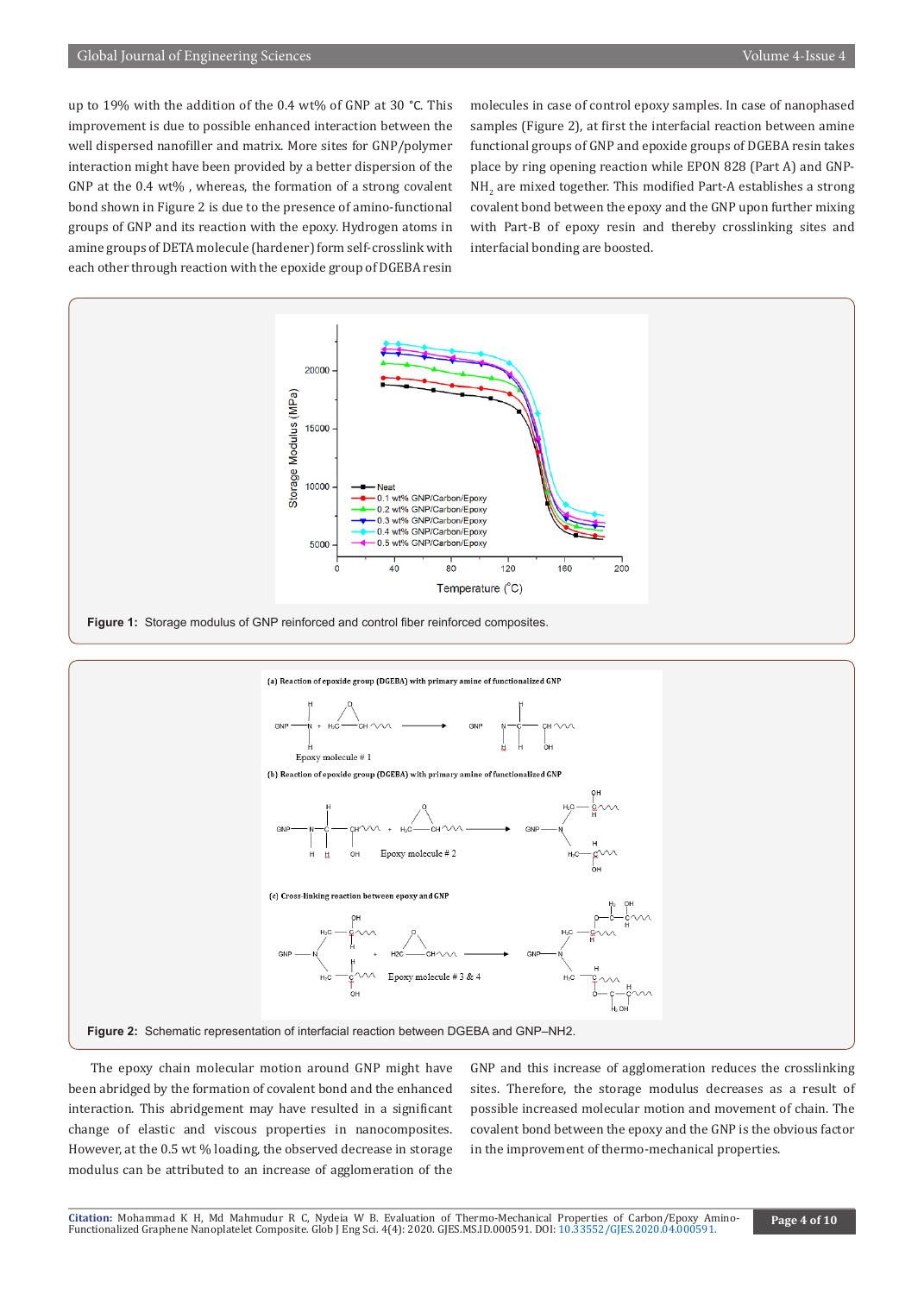up to 19% with the addition of the 0.4 wt% of GNP at 30 °C. This improvement is due to possible enhanced interaction between the well dispersed nanofiller and matrix. More sites for GNP/polymer interaction might have been provided by a better dispersion of the GNP at the 0.4 wt% , whereas, the formation of a strong covalent bond shown in Figure 2 is due to the presence of amino-functional groups of GNP and its reaction with the epoxy. Hydrogen atoms in amine groups of DETA molecule (hardener) form self-crosslink with each other through reaction with the epoxide group of DGEBA resin molecules in case of control epoxy samples. In case of nanophased samples (Figure 2), at first the interfacial reaction between amine functional groups of GNP and epoxide groups of DGEBA resin takes place by ring opening reaction while EPON 828 (Part A) and GNP-$NH_2$ are mixed together. This modified Part-A establishes a strong covalent bond between the epoxy and the GNP upon further mixing with Part-B of epoxy resin and thereby crosslinking sites and interfacial bonding are boosted.

**Figure 1:** Storage modulus of GNP reinforced and control fiber reinforced composites.

**Figure 2:** Schematic representation of interfacial reaction between DGEBA and GNP–NH2.

The epoxy chain molecular motion around GNP might have been abridged by the formation of covalent bond and the enhanced interaction. This abridgement may have resulted in a significant change of elastic and viscous properties in nanocomposites. However, at the 0.5 wt % loading, the observed decrease in storage modulus can be attributed to an increase of agglomeration of the GNP and this increase of agglomeration reduces the crosslinking sites. Therefore, the storage modulus decreases as a result of possible increased molecular motion and movement of chain. The covalent bond between the epoxy and the GNP is the obvious factor in the improvement of thermo-mechanical properties.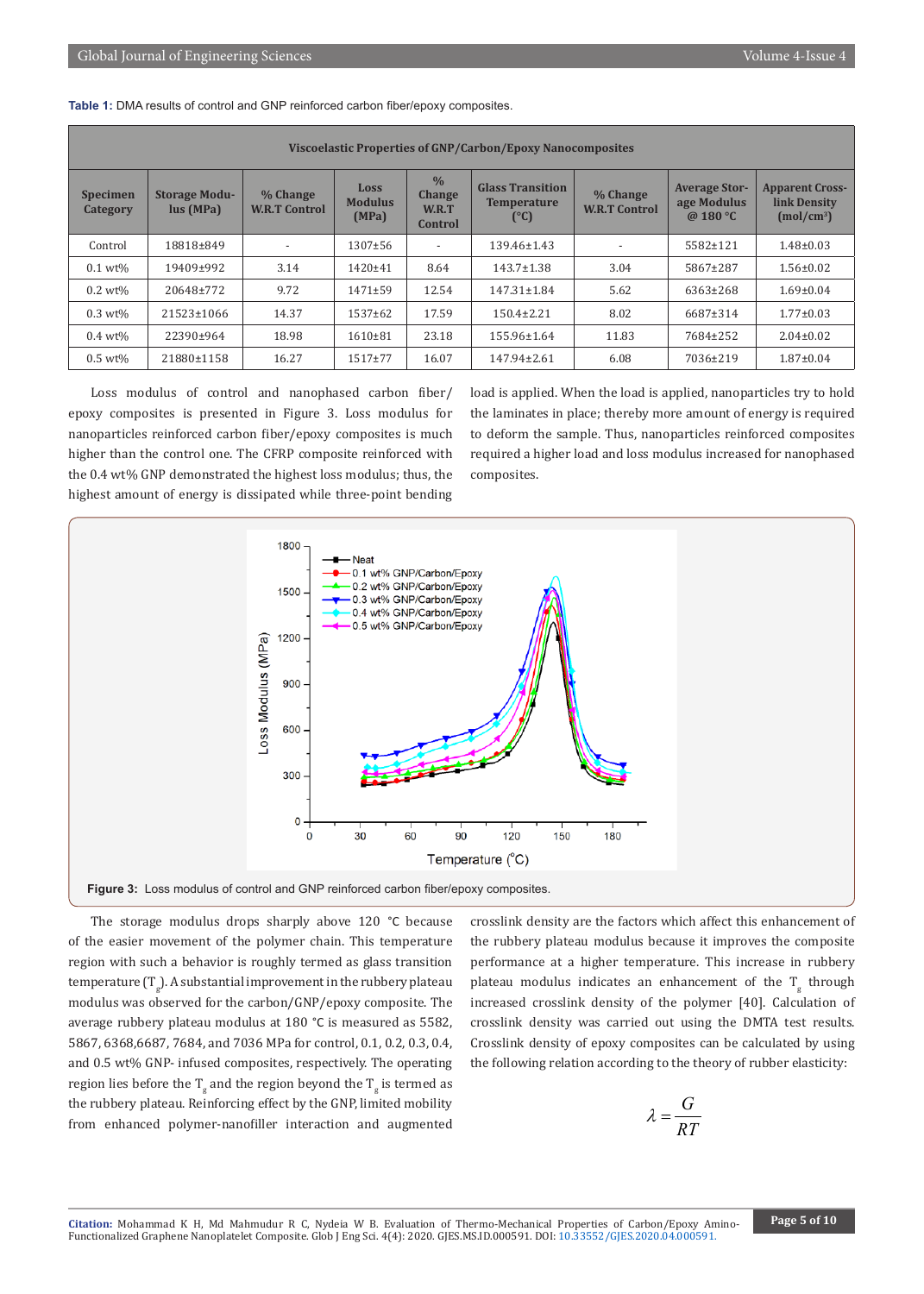**Table 1:** DMA results of control and GNP reinforced carbon fiber/epoxy composites.

| Viscoelastic Properties of GNP/Carbon/Epoxy Nanocomposites | | | | | | | | |
|---|---|---|---|---|---|---|---|---|
| Specimen Category | Storage Modulus (MPa) | % Change W.R.T Control | Loss Modulus (MPa) | % Change W.R.T Control | Glass Transition Temperature (°C) | % Change W.R.T Control | Average Storage Modulus @ 180 °C | Apparent Cross-link Density (mol/cm³) |
| Control | 18818±849 | - | 1307±56 | - | 139.46±1.43 | - | 5582±121 | 1.48±0.03 |
| 0.1 wt% | 19409±992 | 3.14 | 1420±41 | 8.64 | 143.7±1.38 | 3.04 | 5867±287 | 1.56±0.02 |
| 0.2 wt% | 20648±772 | 9.72 | 1471±59 | 12.54 | 147.31±1.84 | 5.62 | 6363±268 | 1.69±0.04 |
| 0.3 wt% | 21523±1066 | 14.37 | 1537±62 | 17.59 | 150.4±2.21 | 8.02 | 6687±314 | 1.77±0.03 |
| 0.4 wt% | 22390±964 | 18.98 | 1610±81 | 23.18 | 155.96±1.64 | 11.83 | 7684±252 | 2.04±0.02 |
| 0.5 wt% | 21880±1158 | 16.27 | 1517±77 | 16.07 | 147.94±2.61 | 6.08 | 7036±219 | 1.87±0.04 |

Loss modulus of control and nanophased carbon fiber/epoxy composites is presented in Figure 3. Loss modulus for nanoparticles reinforced carbon fiber/epoxy composites is much higher than the control one. The CFRP composite reinforced with the 0.4 wt% GNP demonstrated the highest loss modulus; thus, the highest amount of energy is dissipated while three-point bending load is applied. When the load is applied, nanoparticles try to hold the laminates in place; thereby more amount of energy is required to deform the sample. Thus, nanoparticles reinforced composites required a higher load and loss modulus increased for nanophased composites.

**Figure 3:** Loss modulus of control and GNP reinforced carbon fiber/epoxy composites.

The storage modulus drops sharply above 120 °C because of the easier movement of the polymer chain. This temperature region with such a behavior is roughly termed as glass transition temperature ($T_g$). A substantial improvement in the rubbery plateau modulus was observed for the carbon/GNP/epoxy composite. The average rubbery plateau modulus at 180 °C is measured as 5582, 5867, 6368,6687, 7684, and 7036 MPa for control, 0.1, 0.2, 0.3, 0.4, and 0.5 wt% GNP- infused composites, respectively. The operating region lies before the $T_g$ and the region beyond the $T_g$ is termed as the rubbery plateau. Reinforcing effect by the GNP, limited mobility from enhanced polymer-nanofiller interaction and augmented crosslink density are the factors which affect this enhancement of the rubbery plateau modulus because it improves the composite performance at a higher temperature. This increase in rubbery plateau modulus indicates an enhancement of the $T_g$ through increased crosslink density of the polymer [40]. Calculation of crosslink density was carried out using the DMTA test results. Crosslink density of epoxy composites can be calculated by using the following relation according to the theory of rubber elasticity:

$$\lambda = \frac{G}{RT}$$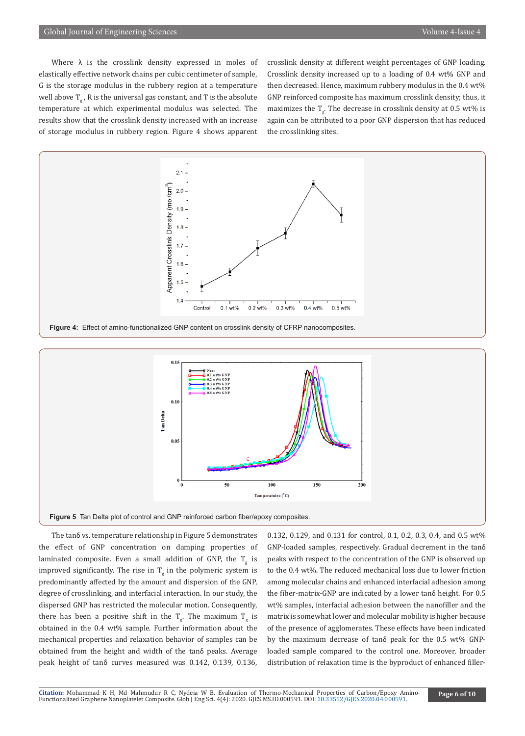Where λ is the crosslink density expressed in moles of elastically effective network chains per cubic centimeter of sample, G is the storage modulus in the rubbery region at a temperature well above $T_g$, R is the universal gas constant, and T is the absolute temperature at which experimental modulus was selected. The results show that the crosslink density increased with an increase of storage modulus in rubbery region. Figure 4 shows apparent crosslink density at different weight percentages of GNP loading. Crosslink density increased up to a loading of 0.4 wt% GNP and then decreased. Hence, maximum rubbery modulus in the 0.4 wt% GNP reinforced composite has maximum crosslink density; thus, it maximizes the $T_g$. The decrease in crosslink density at 0.5 wt% is again can be attributed to a poor GNP dispersion that has reduced the crosslinking sites.

**Figure 4:** Effect of amino-functionalized GNP content on crosslink density of CFRP nanocomposites.

**Figure 5** Tan Delta plot of control and GNP reinforced carbon fiber/epoxy composites.

The tanδ vs. temperature relationship in Figure 5 demonstrates the effect of GNP concentration on damping properties of laminated composite. Even a small addition of GNP, the $T_g$ is improved significantly. The rise in $T_g$ in the polymeric system is predominantly affected by the amount and dispersion of the GNP, degree of crosslinking, and interfacial interaction. In our study, the dispersed GNP has restricted the molecular motion. Consequently, there has been a positive shift in the $T_g$. The maximum $T_g$ is obtained in the 0.4 wt% sample. Further information about the mechanical properties and relaxation behavior of samples can be obtained from the height and width of the tanδ peaks. Average peak height of tanδ curves measured was 0.142, 0.139, 0.136, 0.132, 0.129, and 0.131 for control, 0.1, 0.2, 0.3, 0.4, and 0.5 wt% GNP-loaded samples, respectively. Gradual decrement in the tanδ peaks with respect to the concentration of the GNP is observed up to the 0.4 wt%. The reduced mechanical loss due to lower friction among molecular chains and enhanced interfacial adhesion among the fiber-matrix-GNP are indicated by a lower tanδ height. For 0.5 wt% samples, interfacial adhesion between the nanofiller and the matrix is somewhat lower and molecular mobility is higher because of the presence of agglomerates. These effects have been indicated by the maximum decrease of tanδ peak for the 0.5 wt% GNP-loaded sample compared to the control one. Moreover, broader distribution of relaxation time is the byproduct of enhanced filler-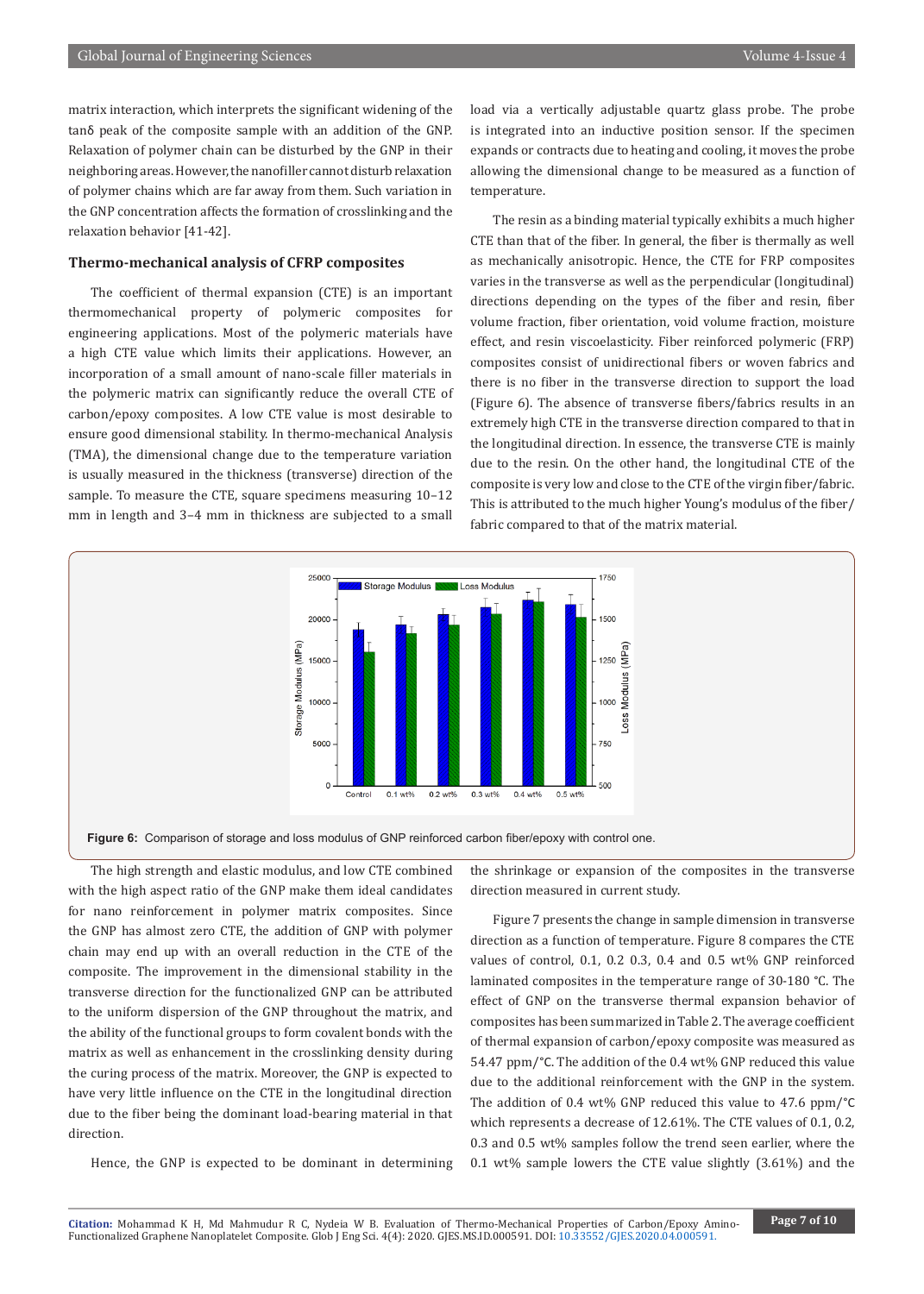matrix interaction, which interprets the significant widening of the tanδ peak of the composite sample with an addition of the GNP. Relaxation of polymer chain can be disturbed by the GNP in their neighboring areas. However, the nanofiller cannot disturb relaxation of polymer chains which are far away from them. Such variation in the GNP concentration affects the formation of crosslinking and the relaxation behavior [41-42].

### Thermo-mechanical analysis of CFRP composites

The coefficient of thermal expansion (CTE) is an important thermomechanical property of polymeric composites for engineering applications. Most of the polymeric materials have a high CTE value which limits their applications. However, an incorporation of a small amount of nano-scale filler materials in the polymeric matrix can significantly reduce the overall CTE of carbon/epoxy composites. A low CTE value is most desirable to ensure good dimensional stability. In thermo-mechanical Analysis (TMA), the dimensional change due to the temperature variation is usually measured in the thickness (transverse) direction of the sample. To measure the CTE, square specimens measuring 10–12 mm in length and 3–4 mm in thickness are subjected to a small load via a vertically adjustable quartz glass probe. The probe is integrated into an inductive position sensor. If the specimen expands or contracts due to heating and cooling, it moves the probe allowing the dimensional change to be measured as a function of temperature.

The resin as a binding material typically exhibits a much higher CTE than that of the fiber. In general, the fiber is thermally as well as mechanically anisotropic. Hence, the CTE for FRP composites varies in the transverse as well as the perpendicular (longitudinal) directions depending on the types of the fiber and resin, fiber volume fraction, fiber orientation, void volume fraction, moisture effect, and resin viscoelasticity. Fiber reinforced polymeric (FRP) composites consist of unidirectional fibers or woven fabrics and there is no fiber in the transverse direction to support the load (Figure 6). The absence of transverse fibers/fabrics results in an extremely high CTE in the transverse direction compared to that in the longitudinal direction. In essence, the transverse CTE is mainly due to the resin. On the other hand, the longitudinal CTE of the composite is very low and close to the CTE of the virgin fiber/fabric. This is attributed to the much higher Young's modulus of the fiber/fabric compared to that of the matrix material.

**Figure 6:** Comparison of storage and loss modulus of GNP reinforced carbon fiber/epoxy with control one.

The high strength and elastic modulus, and low CTE combined with the high aspect ratio of the GNP make them ideal candidates for nano reinforcement in polymer matrix composites. Since the GNP has almost zero CTE, the addition of GNP with polymer chain may end up with an overall reduction in the CTE of the composite. The improvement in the dimensional stability in the transverse direction for the functionalized GNP can be attributed to the uniform dispersion of the GNP throughout the matrix, and the ability of the functional groups to form covalent bonds with the matrix as well as enhancement in the crosslinking density during the curing process of the matrix. Moreover, the GNP is expected to have very little influence on the CTE in the longitudinal direction due to the fiber being the dominant load-bearing material in that direction.

Hence, the GNP is expected to be dominant in determining the shrinkage or expansion of the composites in the transverse direction measured in current study.

Figure 7 presents the change in sample dimension in transverse direction as a function of temperature. Figure 8 compares the CTE values of control, 0.1, 0.2 0.3, 0.4 and 0.5 wt% GNP reinforced laminated composites in the temperature range of 30-180 °C. The effect of GNP on the transverse thermal expansion behavior of composites has been summarized in Table 2. The average coefficient of thermal expansion of carbon/epoxy composite was measured as 54.47 ppm/°C. The addition of the 0.4 wt% GNP reduced this value due to the additional reinforcement with the GNP in the system. The addition of 0.4 wt% GNP reduced this value to 47.6 ppm/°C which represents a decrease of 12.61%. The CTE values of 0.1, 0.2, 0.3 and 0.5 wt% samples follow the trend seen earlier, where the 0.1 wt% sample lowers the CTE value slightly (3.61%) and the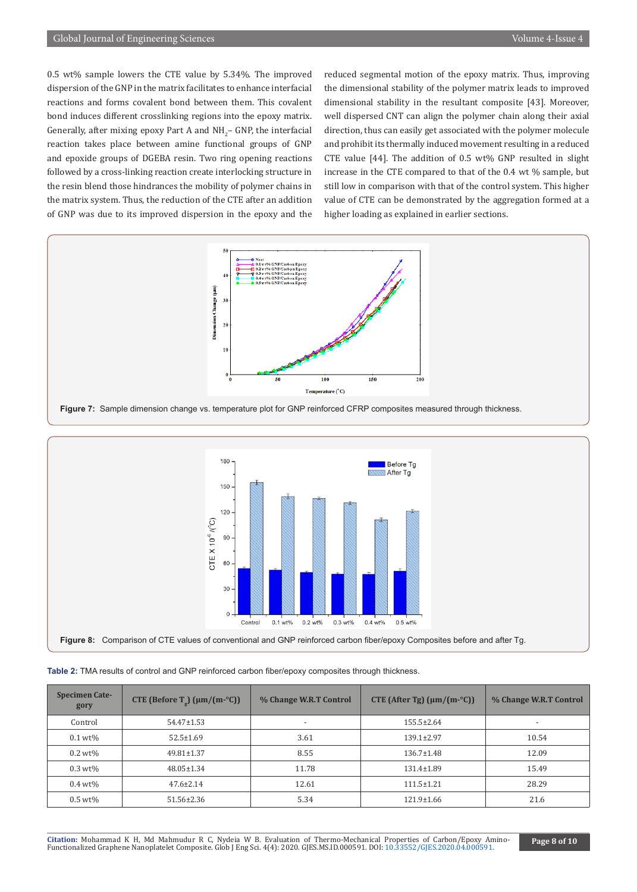0.5 wt% sample lowers the CTE value by 5.34%. The improved dispersion of the GNP in the matrix facilitates to enhance interfacial reactions and forms covalent bond between them. This covalent bond induces different crosslinking regions into the epoxy matrix. Generally, after mixing epoxy Part A and $NH_2$– GNP, the interfacial reaction takes place between amine functional groups of GNP and epoxide groups of DGEBA resin. Two ring opening reactions followed by a cross-linking reaction create interlocking structure in the resin blend those hindrances the mobility of polymer chains in the matrix system. Thus, the reduction of the CTE after an addition of GNP was due to its improved dispersion in the epoxy and the reduced segmental motion of the epoxy matrix. Thus, improving the dimensional stability of the polymer matrix leads to improved dimensional stability in the resultant composite [43]. Moreover, well dispersed CNT can align the polymer chain along their axial direction, thus can easily get associated with the polymer molecule and prohibit its thermally induced movement resulting in a reduced CTE value [44]. The addition of 0.5 wt% GNP resulted in slight increase in the CTE compared to that of the 0.4 wt % sample, but still low in comparison with that of the control system. This higher value of CTE can be demonstrated by the aggregation formed at a higher loading as explained in earlier sections.

**Figure 7:** Sample dimension change vs. temperature plot for GNP reinforced CFRP composites measured through thickness.

**Figure 8:** Comparison of CTE values of conventional and GNP reinforced carbon fiber/epoxy Composites before and after Tg.

**Table 2:** TMA results of control and GNP reinforced carbon fiber/epoxy composites through thickness.

| Specimen Category | CTE (Before $T_g$) (μm/(m-°C)) | % Change W.R.T Control | CTE (After Tg) (μm/(m-°C)) | % Change W.R.T Control |
|---|---|---|---|---|
| Control | 54.47±1.53 | - | 155.5±2.64 | - |
| 0.1 wt% | 52.5±1.69 | 3.61 | 139.1±2.97 | 10.54 |
| 0.2 wt% | 49.81±1.37 | 8.55 | 136.7±1.48 | 12.09 |
| 0.3 wt% | 48.05±1.34 | 11.78 | 131.4±1.89 | 15.49 |
| 0.4 wt% | 47.6±2.14 | 12.61 | 111.5±1.21 | 28.29 |
| 0.5 wt% | 51.56±2.36 | 5.34 | 121.9±1.66 | 21.6 |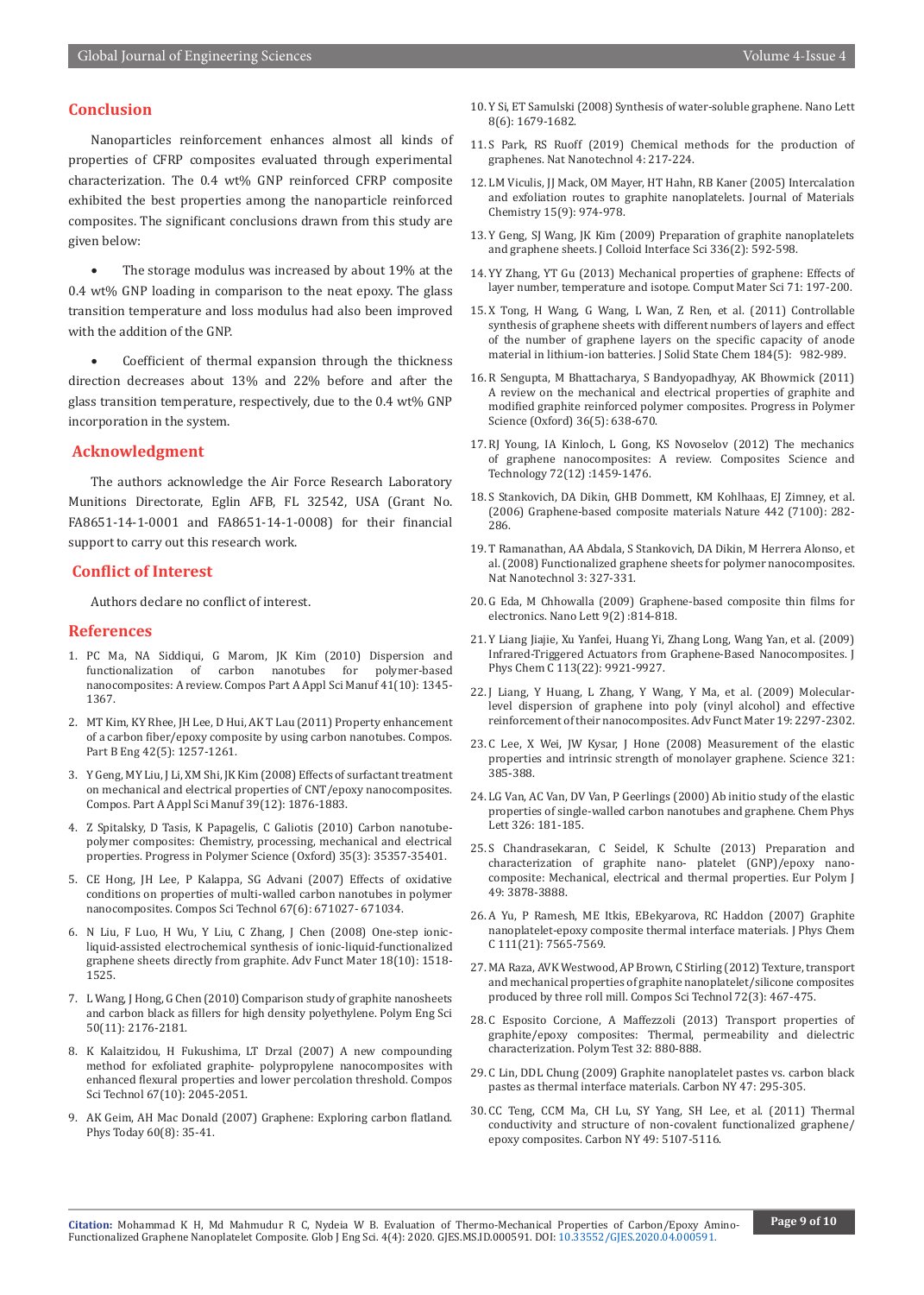## Conclusion

Nanoparticles reinforcement enhances almost all kinds of properties of CFRP composites evaluated through experimental characterization. The 0.4 wt% GNP reinforced CFRP composite exhibited the best properties among the nanoparticle reinforced composites. The significant conclusions drawn from this study are given below:

- The storage modulus was increased by about 19% at the 0.4 wt% GNP loading in comparison to the neat epoxy. The glass transition temperature and loss modulus had also been improved with the addition of the GNP.

- Coefficient of thermal expansion through the thickness direction decreases about 13% and 22% before and after the glass transition temperature, respectively, due to the 0.4 wt% GNP incorporation in the system.

## Acknowledgment

The authors acknowledge the Air Force Research Laboratory Munitions Directorate, Eglin AFB, FL 32542, USA (Grant No. FA8651-14-1-0001 and FA8651-14-1-0008) for their financial support to carry out this research work.

## Conflict of Interest

Authors declare no conflict of interest.

## References

1. PC Ma, NA Siddiqui, G Marom, JK Kim (2010) Dispersion and functionalization of carbon nanotubes for polymer-based nanocomposites: A review. Compos Part A Appl Sci Manuf 41(10): 1345-1367.
2. MT Kim, KY Rhee, JH Lee, D Hui, AK T Lau (2011) Property enhancement of a carbon fiber/epoxy composite by using carbon nanotubes. Compos. Part B Eng 42(5): 1257-1261.
3. Y Geng, MY Liu, J Li, XM Shi, JK Kim (2008) Effects of surfactant treatment on mechanical and electrical properties of CNT/epoxy nanocomposites. Compos. Part A Appl Sci Manuf 39(12): 1876-1883.
4. Z Spitalsky, D Tasis, K Papagelis, C Galiotis (2010) Carbon nanotube-polymer composites: Chemistry, processing, mechanical and electrical properties. Progress in Polymer Science (Oxford) 35(3): 35357-35401.
5. CE Hong, JH Lee, P Kalappa, SG Advani (2007) Effects of oxidative conditions on properties of multi-walled carbon nanotubes in polymer nanocomposites. Compos Sci Technol 67(6): 671027- 671034.
6. N Liu, F Luo, H Wu, Y Liu, C Zhang, J Chen (2008) One-step ionic-liquid-assisted electrochemical synthesis of ionic-liquid-functionalized graphene sheets directly from graphite. Adv Funct Mater 18(10): 1518-1525.
7. L Wang, J Hong, G Chen (2010) Comparison study of graphite nanosheets and carbon black as fillers for high density polyethylene. Polym Eng Sci 50(11): 2176-2181.
8. K Kalaitzidou, H Fukushima, LT Drzal (2007) A new compounding method for exfoliated graphite- polypropylene nanocomposites with enhanced flexural properties and lower percolation threshold. Compos Sci Technol 67(10): 2045-2051.
9. AK Geim, AH Mac Donald (2007) Graphene: Exploring carbon flatland. Phys Today 60(8): 35-41.
10. Y Si, ET Samulski (2008) Synthesis of water-soluble graphene. Nano Lett 8(6): 1679-1682.
11. S Park, RS Ruoff (2019) Chemical methods for the production of graphenes. Nat Nanotechnol 4: 217-224.
12. LM Viculis, JJ Mack, OM Mayer, HT Hahn, RB Kaner (2005) Intercalation and exfoliation routes to graphite nanoplatelets. Journal of Materials Chemistry 15(9): 974-978.
13. Y Geng, SJ Wang, JK Kim (2009) Preparation of graphite nanoplatelets and graphene sheets. J Colloid Interface Sci 336(2): 592-598.
14. YY Zhang, YT Gu (2013) Mechanical properties of graphene: Effects of layer number, temperature and isotope. Comput Mater Sci 71: 197-200.
15. X Tong, H Wang, G Wang, L Wan, Z Ren, et al. (2011) Controllable synthesis of graphene sheets with different numbers of layers and effect of the number of graphene layers on the specific capacity of anode material in lithium-ion batteries. J Solid State Chem 184(5): 982-989.
16. R Sengupta, M Bhattacharya, S Bandyopadhyay, AK Bhowmick (2011) A review on the mechanical and electrical properties of graphite and modified graphite reinforced polymer composites. Progress in Polymer Science (Oxford) 36(5): 638-670.
17. RJ Young, IA Kinloch, L Gong, KS Novoselov (2012) The mechanics of graphene nanocomposites: A review. Composites Science and Technology 72(12) :1459-1476.
18. S Stankovich, DA Dikin, GHB Dommett, KM Kohlhaas, EJ Zimney, et al. (2006) Graphene-based composite materials Nature 442 (7100): 282-286.
19. T Ramanathan, AA Abdala, S Stankovich, DA Dikin, M Herrera Alonso, et al. (2008) Functionalized graphene sheets for polymer nanocomposites. Nat Nanotechnol 3: 327-331.
20. G Eda, M Chhowalla (2009) Graphene-based composite thin films for electronics. Nano Lett 9(2) :814-818.
21. Y Liang Jiajie, Xu Yanfei, Huang Yi, Zhang Long, Wang Yan, et al. (2009) Infrared-Triggered Actuators from Graphene-Based Nanocomposites. J Phys Chem C 113(22): 9921-9927.
22. J Liang, Y Huang, L Zhang, Y Wang, Y Ma, et al. (2009) Molecular-level dispersion of graphene into poly (vinyl alcohol) and effective reinforcement of their nanocomposites. Adv Funct Mater 19: 2297-2302.
23. C Lee, X Wei, JW Kysar, J Hone (2008) Measurement of the elastic properties and intrinsic strength of monolayer graphene. Science 321: 385-388.
24. LG Van, AC Van, DV Van, P Geerlings (2000) Ab initio study of the elastic properties of single-walled carbon nanotubes and graphene. Chem Phys Lett 326: 181-185.
25. S Chandrasekaran, C Seidel, K Schulte (2013) Preparation and characterization of graphite nano- platelet (GNP)/epoxy nano-composite: Mechanical, electrical and thermal properties. Eur Polym J 49: 3878-3888.
26. A Yu, P Ramesh, ME Itkis, EBekyarova, RC Haddon (2007) Graphite nanoplatelet-epoxy composite thermal interface materials. J Phys Chem C 111(21): 7565-7569.
27. MA Raza, AVK Westwood, AP Brown, C Stirling (2012) Texture, transport and mechanical properties of graphite nanoplatelet/silicone composites produced by three roll mill. Compos Sci Technol 72(3): 467-475.
28. C Esposito Corcione, A Maffezzoli (2013) Transport properties of graphite/epoxy composites: Thermal, permeability and dielectric characterization. Polym Test 32: 880-888.
29. C Lin, DDL Chung (2009) Graphite nanoplatelet pastes vs. carbon black pastes as thermal interface materials. Carbon NY 47: 295-305.
30. CC Teng, CCM Ma, CH Lu, SY Yang, SH Lee, et al. (2011) Thermal conductivity and structure of non-covalent functionalized graphene/epoxy composites. Carbon NY 49: 5107-5116.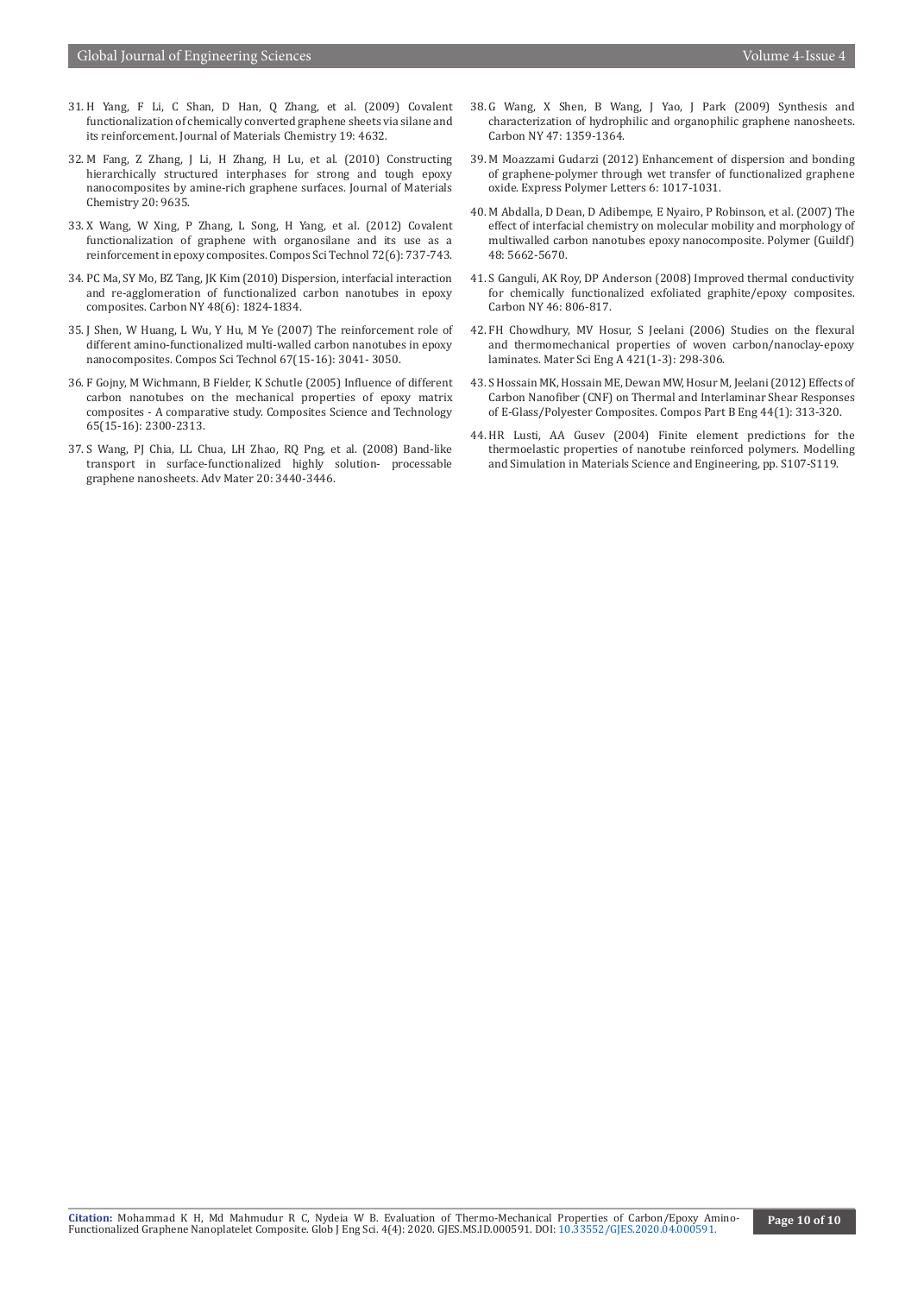31. H Yang, F Li, C Shan, D Han, Q Zhang, et al. (2009) Covalent functionalization of chemically converted graphene sheets via silane and its reinforcement. Journal of Materials Chemistry 19: 4632.
32. M Fang, Z Zhang, J Li, H Zhang, H Lu, et al. (2010) Constructing hierarchically structured interphases for strong and tough epoxy nanocomposites by amine-rich graphene surfaces. Journal of Materials Chemistry 20: 9635.
33. X Wang, W Xing, P Zhang, L Song, H Yang, et al. (2012) Covalent functionalization of graphene with organosilane and its use as a reinforcement in epoxy composites. Compos Sci Technol 72(6): 737-743.
34. PC Ma, SY Mo, BZ Tang, JK Kim (2010) Dispersion, interfacial interaction and re-agglomeration of functionalized carbon nanotubes in epoxy composites. Carbon NY 48(6): 1824-1834.
35. J Shen, W Huang, L Wu, Y Hu, M Ye (2007) The reinforcement role of different amino-functionalized multi-walled carbon nanotubes in epoxy nanocomposites. Compos Sci Technol 67(15-16): 3041- 3050.
36. F Gojny, M Wichmann, B Fielder, K Schutle (2005) Influence of different carbon nanotubes on the mechanical properties of epoxy matrix composites - A comparative study. Composites Science and Technology 65(15-16): 2300-2313.
37. S Wang, PJ Chia, LL Chua, LH Zhao, RQ Png, et al. (2008) Band-like transport in surface-functionalized highly solution- processable graphene nanosheets. Adv Mater 20: 3440-3446.
38. G Wang, X Shen, B Wang, J Yao, J Park (2009) Synthesis and characterization of hydrophilic and organophilic graphene nanosheets. Carbon NY 47: 1359-1364.
39. M Moazzami Gudarzi (2012) Enhancement of dispersion and bonding of graphene-polymer through wet transfer of functionalized graphene oxide. Express Polymer Letters 6: 1017-1031.
40. M Abdalla, D Dean, D Adibempe, E Nyairo, P Robinson, et al. (2007) The effect of interfacial chemistry on molecular mobility and morphology of multiwalled carbon nanotubes epoxy nanocomposite. Polymer (Guildf) 48: 5662-5670.
41. S Ganguli, AK Roy, DP Anderson (2008) Improved thermal conductivity for chemically functionalized exfoliated graphite/epoxy composites. Carbon NY 46: 806-817.
42. FH Chowdhury, MV Hosur, S Jeelani (2006) Studies on the flexural and thermomechanical properties of woven carbon/nanoclay-epoxy laminates. Mater Sci Eng A 421(1-3): 298-306.
43. S Hossain MK, Hossain ME, Dewan MW, Hosur M, Jeelani (2012) Effects of Carbon Nanofiber (CNF) on Thermal and Interlaminar Shear Responses of E-Glass/Polyester Composites. Compos Part B Eng 44(1): 313-320.
44. HR Lusti, AA Gusev (2004) Finite element predictions for the thermoelastic properties of nanotube reinforced polymers. Modelling and Simulation in Materials Science and Engineering, pp. S107-S119.